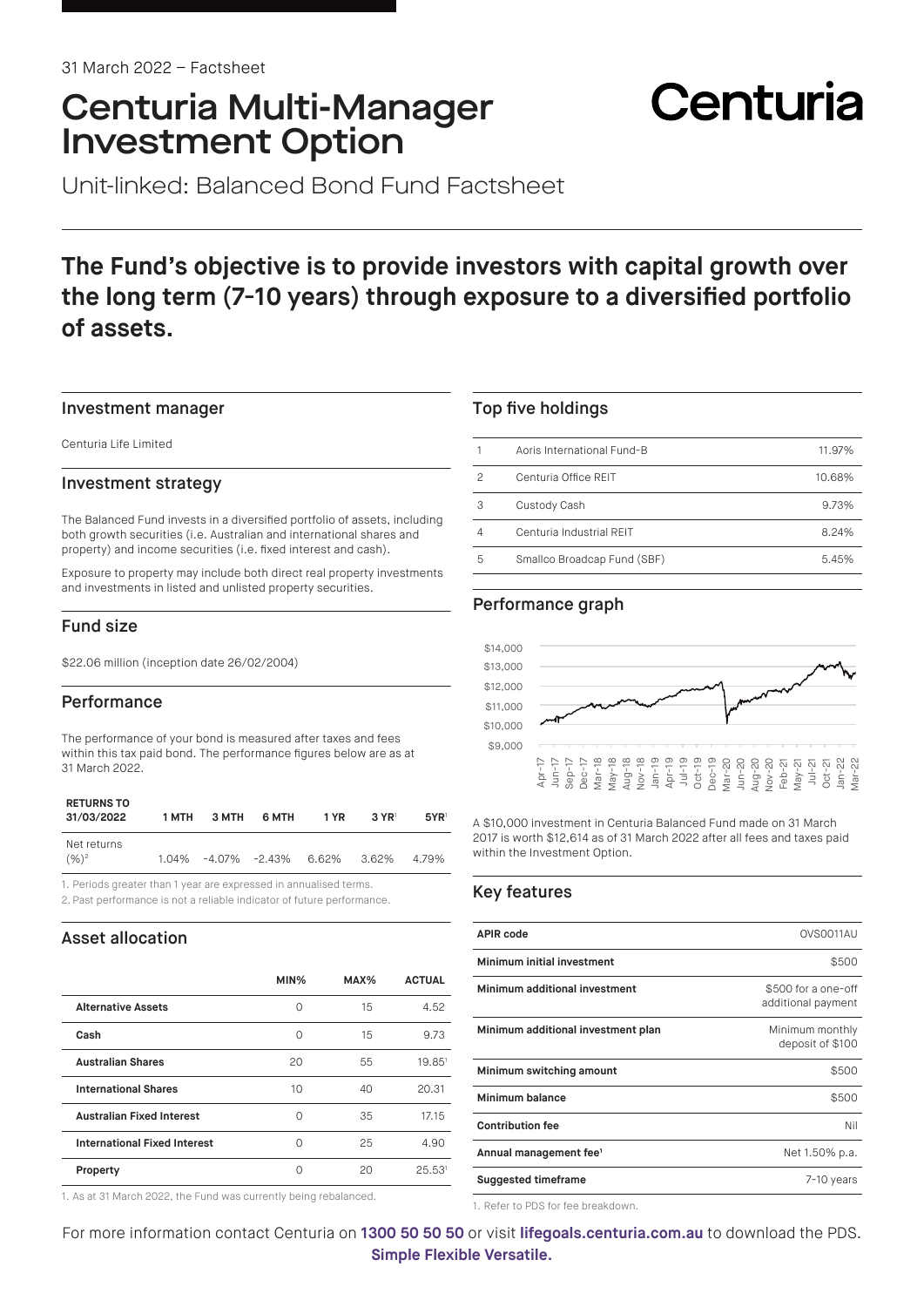31 March 2022 – Factsheet

# Centuria Multi-Manager Investment Option

Centuria

Unit-linked: Balanced Bond Fund Factsheet

## The Fund's objective is to provide investors with capital growth over the long term (7-10 years) through exposure to a diversified portfolio of assets.

### Investment manager

Centuria Life Limited

### Investment strategy

The Balanced Fund invests in a diversified portfolio of assets, including both growth securities (i.e. Australian and international shares and property) and income securities (i.e. fixed interest and cash).

Exposure to property may include both direct real property investments and investments in listed and unlisted property securities.

### Fund size

$22.06 million (inception date 26/02/2004)

### Performance

The performance of your bond is measured after taxes and fees within this tax paid bond. The performance figures below are as at 31 March 2022.

| RETURNS TO 31/03/2022 | 1 MTH | 3 MTH | 6 MTH | 1 YR | 3 YR[1] | 5YR[1] |
|---|---|---|---|---|---|---|
| Net returns (%)[2] | 1.04% | -4.07% | -2.43% | 6.62% | 3.62% | 4.79% |

1. Periods greater than 1 year are expressed in annualised terms.
2. Past performance is not a reliable indicator of future performance.

### Asset allocation

| | MIN% | MAX% | ACTUAL |
|---|---|---|---|
| **Alternative Assets** | 0 | 15 | 4.52 |
| **Cash** | 0 | 15 | 9.73 |
| **Australian Shares** | 20 | 55 | 19.85[1] |
| **International Shares** | 10 | 40 | 20.31 |
| **Australian Fixed Interest** | 0 | 35 | 17.15 |
| **International Fixed Interest** | 0 | 25 | 4.90 |
| **Property** | 0 | 20 | 25.53[1] |

1. As at 31 March 2022, the Fund was currently being rebalanced.

### Top five holdings

| | | |
|---|---|---|
| 1 | Aoris International Fund-B | 11.97% |
| 2 | Centuria Office REIT | 10.68% |
| 3 | Custody Cash | 9.73% |
| 4 | Centuria Industrial REIT | 8.24% |
| 5 | Smallco Broadcap Fund (SBF) | 5.45% |

### Performance graph

A $10,000 investment in Centuria Balanced Fund made on 31 March 2017 is worth $12,614 as of 31 March 2022 after all fees and taxes paid within the Investment Option.

### Key features

| | |
|---|---|
| **APIR code** | OVS0011AU |
| **Minimum initial investment** | $500 |
| **Minimum additional investment** | $500 for a one-off additional payment |
| **Minimum additional investment plan** | Minimum monthly deposit of $100 |
| **Minimum switching amount** | $500 |
| **Minimum balance** | $500 |
| **Contribution fee** | Nil |
| **Annual management fee[1]** | Net 1.50% p.a. |
| **Suggested timeframe** | 7-10 years |

1. Refer to PDS for fee breakdown.

For more information contact Centuria on **1300 50 50 50** or visit **lifegoals.centuria.com.au** to download the PDS.

**Simple Flexible Versatile.**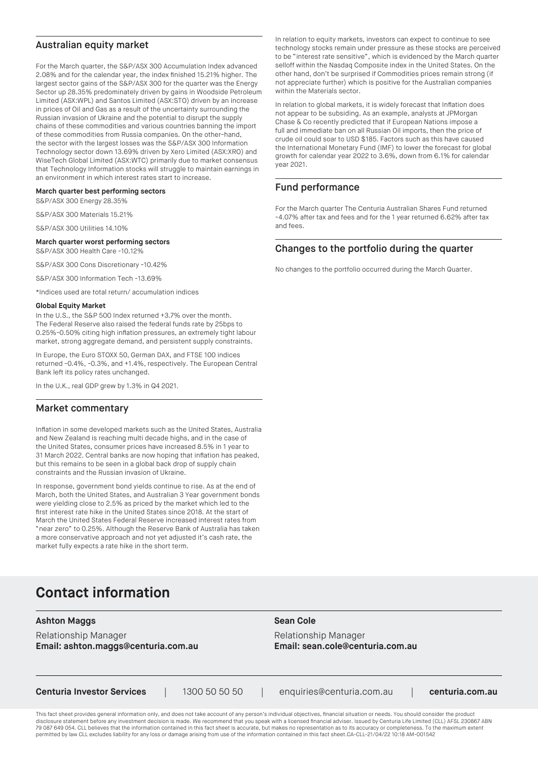## Australian equity market

For the March quarter, the S&P/ASX 300 Accumulation Index advanced 2.08% and for the calendar year, the index finished 15.21% higher. The largest sector gains of the S&P/ASX 300 for the quarter was the Energy Sector up 28.35% predominately driven by gains in Woodside Petroleum Limited (ASX:WPL) and Santos Limited (ASX:STO) driven by an increase in prices of Oil and Gas as a result of the uncertainty surrounding the Russian invasion of Ukraine and the potential to disrupt the supply chains of these commodities and various countries banning the import of these commodities from Russia companies. On the other-hand, the sector with the largest losses was the S&P/ASX 300 Information Technology sector down 13.69% driven by Xero Limited (ASX:XRO) and WiseTech Global Limited (ASX:WTC) primarily due to market consensus that Technology Information stocks will struggle to maintain earnings in an environment in which interest rates start to increase.

**March quarter best performing sectors**

S&P/ASX 300 Energy 28.35%

S&P/ASX 300 Materials 15.21%

S&P/ASX 300 Utilities 14.10%

**March quarter worst performing sectors**

S&P/ASX 300 Health Care -10.12%

S&P/ASX 300 Cons Discretionary -10.42%

S&P/ASX 300 Information Tech -13.69%

*Indices used are total return/ accumulation indices

**Global Equity Market**

In the U.S., the S&P 500 Index returned +3.7% over the month. The Federal Reserve also raised the federal funds rate by 25bps to 0.25%-0.50% citing high inflation pressures, an extremely tight labour market, strong aggregate demand, and persistent supply constraints.

In Europe, the Euro STOXX 50, German DAX, and FTSE 100 indices returned -0.4%, -0.3%, and +1.4%, respectively. The European Central Bank left its policy rates unchanged.

In the U.K., real GDP grew by 1.3% in Q4 2021.

## Market commentary

Inflation in some developed markets such as the United States, Australia and New Zealand is reaching multi decade highs, and in the case of the United States, consumer prices have increased 8.5% in 1 year to 31 March 2022. Central banks are now hoping that inflation has peaked, but this remains to be seen in a global back drop of supply chain constraints and the Russian invasion of Ukraine.

In response, government bond yields continue to rise. As at the end of March, both the United States, and Australian 3 Year government bonds were yielding close to 2.5% as priced by the market which led to the first interest rate hike in the United States since 2018. At the start of March the United States Federal Reserve increased interest rates from "near zero" to 0.25%. Although the Reserve Bank of Australia has taken a more conservative approach and not yet adjusted it's cash rate, the market fully expects a rate hike in the short term.

In relation to equity markets, investors can expect to continue to see technology stocks remain under pressure as these stocks are perceived to be "interest rate sensitive", which is evidenced by the March quarter selloff within the Nasdaq Composite index in the United States. On the other hand, don't be surprised if Commodities prices remain strong (if not appreciate further) which is positive for the Australian companies within the Materials sector.

In relation to global markets, it is widely forecast that Inflation does not appear to be subsiding. As an example, analysts at JPMorgan Chase & Co recently predicted that if European Nations impose a full and immediate ban on all Russian Oil imports, then the price of crude oil could soar to USD $185. Factors such as this have caused the International Monetary Fund (IMF) to lower the forecast for global growth for calendar year 2022 to 3.6%, down from 6.1% for calendar year 2021.

## Fund performance

For the March quarter The Centuria Australian Shares Fund returned -4.07% after tax and fees and for the 1 year returned 6.62% after tax and fees.

## Changes to the portfolio during the quarter

No changes to the portfolio occurred during the March Quarter.

# Contact information

**Ashton Maggs**

Relationship Manager
**Email: ashton.maggs@centuria.com.au**

**Sean Cole**

Relationship Manager
**Email: sean.cole@centuria.com.au**

**Centuria Investor Services** | 1300 50 50 50 | enquiries@centuria.com.au | **centuria.com.au**

This fact sheet provides general information only, and does not take account of any person's individual objectives, financial situation or needs. You should consider the product disclosure statement before any investment decision is made. We recommend that you speak with a licensed financial adviser. Issued by Centuria Life Limited (CLL) AFSL 230867 ABN 79 087 649 054. CLL believes that the information contained in this fact sheet is accurate, but makes no representation as to its accuracy or completeness. To the maximum extent permitted by law CLL excludes liability for any loss or damage arising from use of the information contained in this fact sheet.CA-CLL-21/04/22 10:18 AM-001542